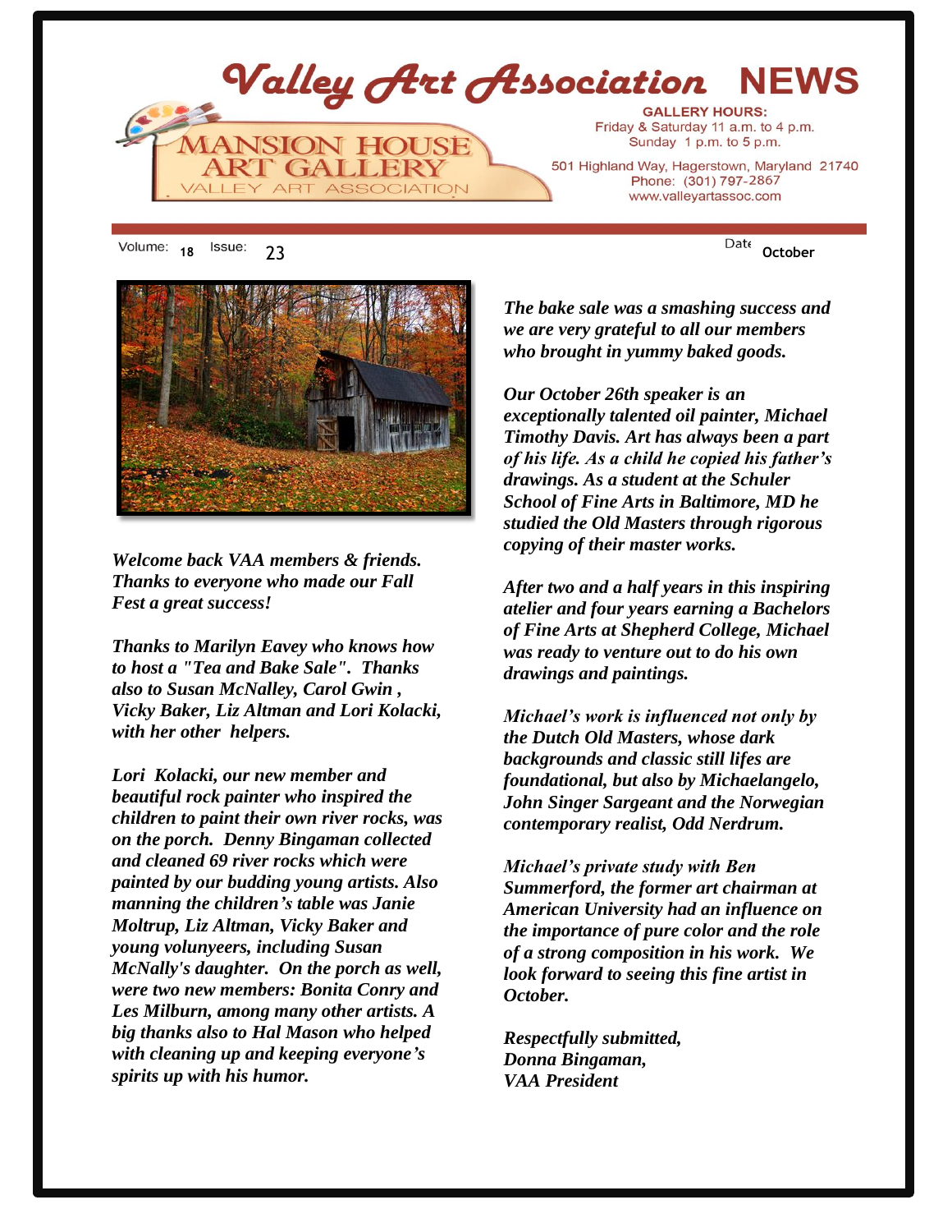# Valley Art Association NEWS

MANSION HOUSE ART GALLERY
VALLEY ART ASSOCIATION

**GALLERY HOURS:**
Friday & Saturday 11 a.m. to 4 p.m.
Sunday 1 p.m. to 5 p.m.

501 Highland Way, Hagerstown, Maryland 21740
Phone: (301) 797-2867
www.valleyartassoc.com

Volume: 18 Issue: 23 Date October

***Welcome back VAA members & friends. Thanks to everyone who made our Fall Fest a great success!***

***Thanks to Marilyn Eavey who knows how to host a "Tea and Bake Sale". Thanks also to Susan McNalley, Carol Gwin , Vicky Baker, Liz Altman and Lori Kolacki, with her other helpers.***

***Lori Kolacki, our new member and beautiful rock painter who inspired the children to paint their own river rocks, was on the porch. Denny Bingaman collected and cleaned 69 river rocks which were painted by our budding young artists. Also manning the children's table was Janie Moltrup, Liz Altman, Vicky Baker and young voluneyers, including Susan McNally's daughter. On the porch as well, were two new members: Bonita Conry and Les Milburn, among many other artists. A big thanks also to Hal Mason who helped with cleaning up and keeping everyone's spirits up with his humor.***

***The bake sale was a smashing success and we are very grateful to all our members who brought in yummy baked goods.***

***Our October 26th speaker is an exceptionally talented oil painter, Michael Timothy Davis. Art has always been a part of his life. As a child he copied his father's drawings. As a student at the Schuler School of Fine Arts in Baltimore, MD he studied the Old Masters through rigorous copying of their master works.***

***After two and a half years in this inspiring atelier and four years earning a Bachelors of Fine Arts at Shepherd College, Michael was ready to venture out to do his own drawings and paintings.***

***Michael's work is influenced not only by the Dutch Old Masters, whose dark backgrounds and classic still lifes are foundational, but also by Michaelangelo, John Singer Sargeant and the Norwegian contemporary realist, Odd Nerdrum.***

***Michael's private study with Ben Summerford, the former art chairman at American University had an influence on the importance of pure color and the role of a strong composition in his work. We look forward to seeing this fine artist in October.***

***Respectfully submitted,***
***Donna Bingaman,***
***VAA President***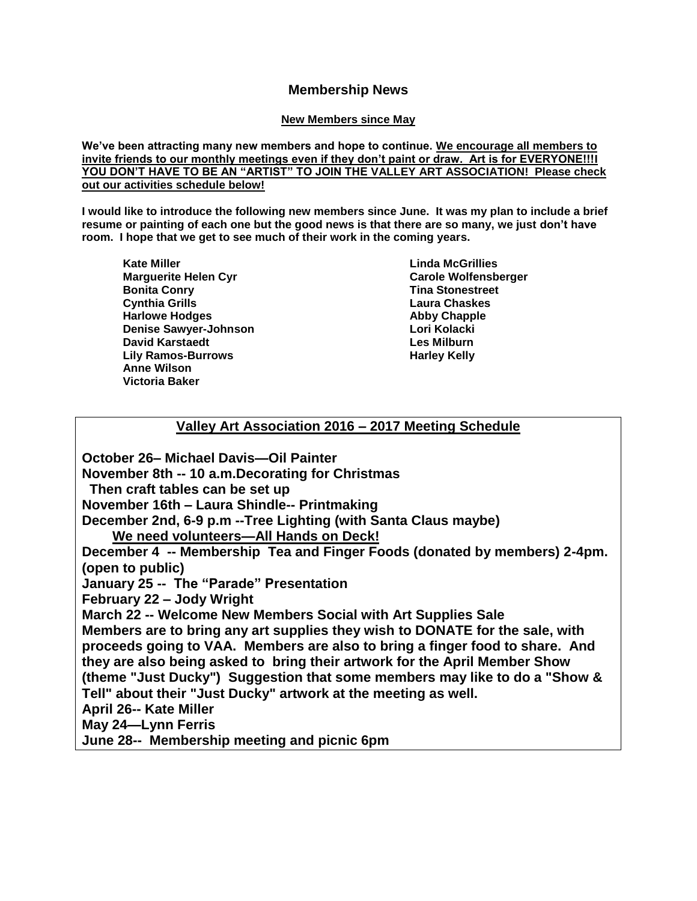## Membership News

**New Members since May**

**We've been attracting many new members and hope to continue. <u>We encourage all members to invite friends to our monthly meetings even if they don't paint or draw. Art is for EVERYONE!!!I YOU DON'T HAVE TO BE AN "ARTIST" TO JOIN THE VALLEY ART ASSOCIATION! Please check out our activities schedule below!</u>**

**I would like to introduce the following new members since June. It was my plan to include a brief resume or painting of each one but the good news is that there are so many, we just don't have room. I hope that we get to see much of their work in the coming years.**

- **Kate Miller**
- **Marguerite Helen Cyr**
- **Bonita Conry**
- **Cynthia Grills**
- **Harlowe Hodges**
- **Denise Sawyer-Johnson**
- **David Karstaedt**
- **Lily Ramos-Burrows**
- **Anne Wilson**
- **Victoria Baker**
- **Linda McGrillies**
- **Carole Wolfensberger**
- **Tina Stonestreet**
- **Laura Chaskes**
- **Abby Chapple**
- **Lori Kolacki**
- **Les Milburn**
- **Harley Kelly**

### Valley Art Association 2016 – 2017 Meeting Schedule

**October 26– Michael Davis—Oil Painter**
**November 8th -- 10 a.m.Decorating for Christmas**
**Then craft tables can be set up**
**November 16th – Laura Shindle-- Printmaking**
**December 2nd, 6-9 p.m --Tree Lighting (with Santa Claus maybe)**
**<u>We need volunteers—All Hands on Deck!</u>**
**December 4 -- Membership Tea and Finger Foods (donated by members) 2-4pm. (open to public)**
**January 25 -- The "Parade" Presentation**
**February 22 – Jody Wright**
**March 22 -- Welcome New Members Social with Art Supplies Sale**
**Members are to bring any art supplies they wish to DONATE for the sale, with proceeds going to VAA. Members are also to bring a finger food to share. And they are also being asked to bring their artwork for the April Member Show (theme "Just Ducky") Suggestion that some members may like to do a "Show & Tell" about their "Just Ducky" artwork at the meeting as well.**
**April 26-- Kate Miller**
**May 24—Lynn Ferris**
**June 28-- Membership meeting and picnic 6pm**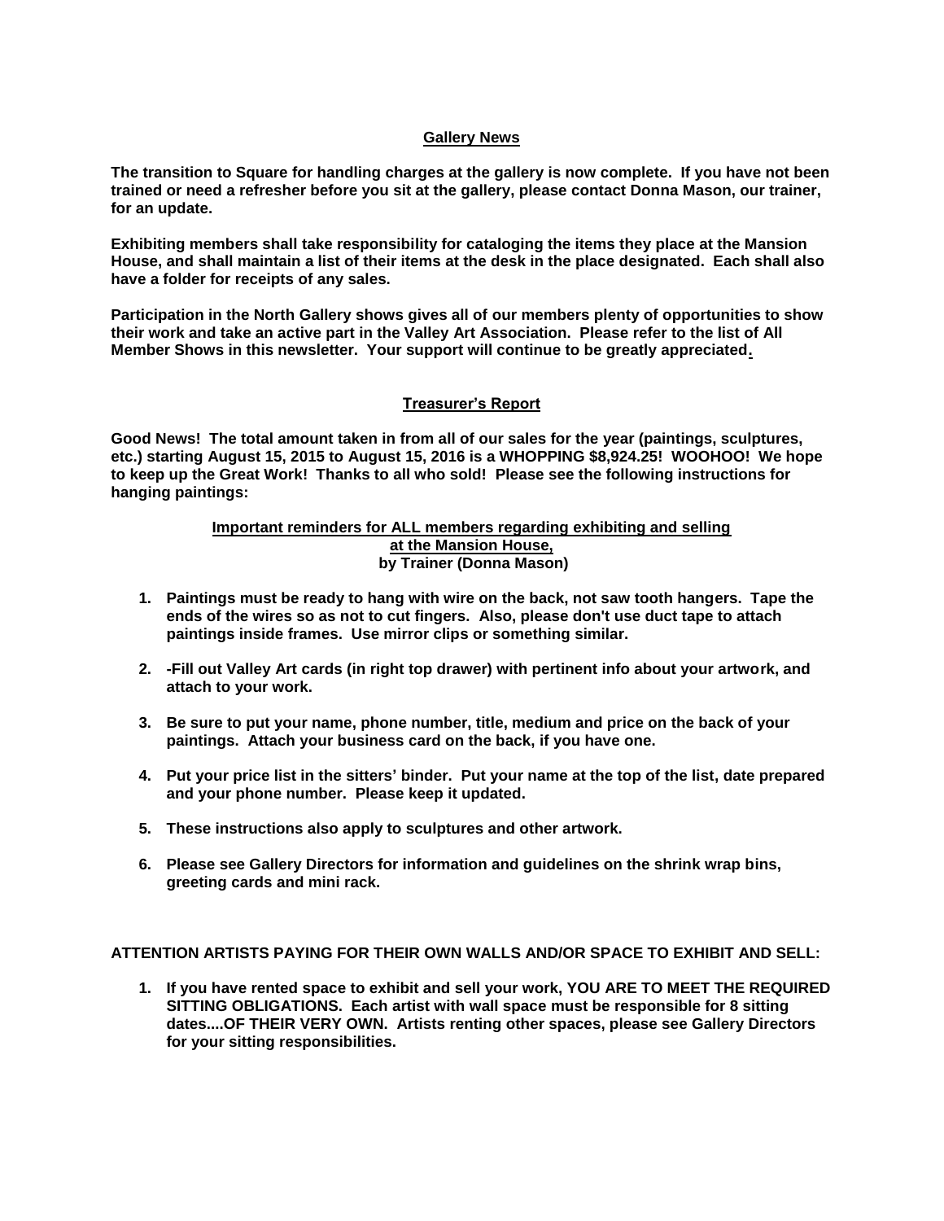## Gallery News

**The transition to Square for handling charges at the gallery is now complete. If you have not been trained or need a refresher before you sit at the gallery, please contact Donna Mason, our trainer, for an update.**

**Exhibiting members shall take responsibility for cataloging the items they place at the Mansion House, and shall maintain a list of their items at the desk in the place designated. Each shall also have a folder for receipts of any sales.**

**Participation in the North Gallery shows gives all of our members plenty of opportunities to show their work and take an active part in the Valley Art Association. Please refer to the list of All Member Shows in this newsletter. Your support will continue to be greatly appreciated.**

## Treasurer's Report

**Good News! The total amount taken in from all of our sales for the year (paintings, sculptures, etc.) starting August 15, 2015 to August 15, 2016 is a WHOPPING $8,924.25! WOOHOO! We hope to keep up the Great Work! Thanks to all who sold! Please see the following instructions for hanging paintings:**

### Important reminders for ALL members regarding exhibiting and selling at the Mansion House, by Trainer (Donna Mason)

1. **Paintings must be ready to hang with wire on the back, not saw tooth hangers. Tape the ends of the wires so as not to cut fingers. Also, please don't use duct tape to attach paintings inside frames. Use mirror clips or something similar.**
2. **-Fill out Valley Art cards (in right top drawer) with pertinent info about your artwork, and attach to your work.**
3. **Be sure to put your name, phone number, title, medium and price on the back of your paintings. Attach your business card on the back, if you have one.**
4. **Put your price list in the sitters' binder. Put your name at the top of the list, date prepared and your phone number. Please keep it updated.**
5. **These instructions also apply to sculptures and other artwork.**
6. **Please see Gallery Directors for information and guidelines on the shrink wrap bins, greeting cards and mini rack.**

**ATTENTION ARTISTS PAYING FOR THEIR OWN WALLS AND/OR SPACE TO EXHIBIT AND SELL:**

1. **If you have rented space to exhibit and sell your work, YOU ARE TO MEET THE REQUIRED SITTING OBLIGATIONS. Each artist with wall space must be responsible for 8 sitting dates....OF THEIR VERY OWN. Artists renting other spaces, please see Gallery Directors for your sitting responsibilities.**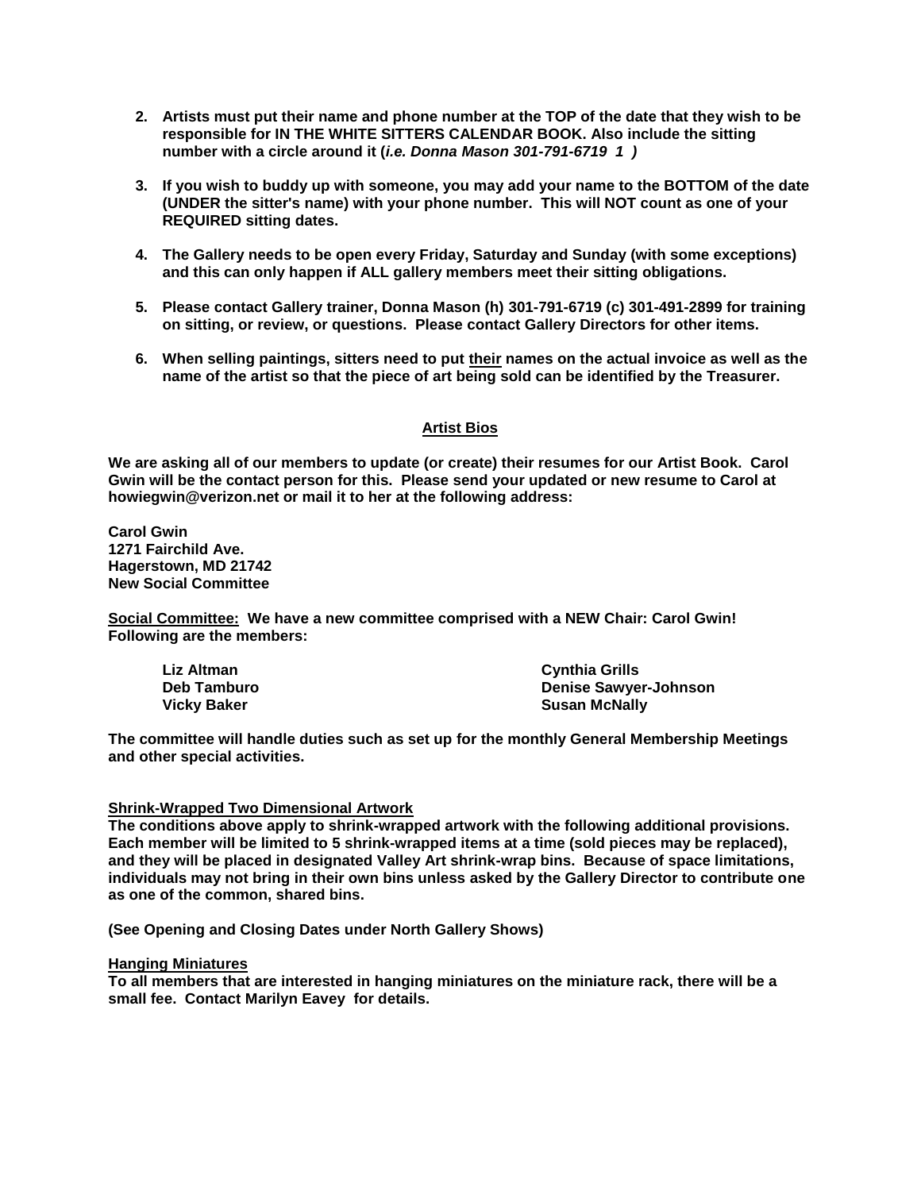2. **Artists must put their name and phone number at the TOP of the date that they wish to be responsible for IN THE WHITE SITTERS CALENDAR BOOK. Also include the sitting number with a circle around it (*i.e. Donna Mason 301-791-6719 1 )***

3. **If you wish to buddy up with someone, you may add your name to the BOTTOM of the date (UNDER the sitter's name) with your phone number. This will NOT count as one of your REQUIRED sitting dates.**

4. **The Gallery needs to be open every Friday, Saturday and Sunday (with some exceptions) and this can only happen if ALL gallery members meet their sitting obligations.**

5. **Please contact Gallery trainer, Donna Mason (h) 301-791-6719 (c) 301-491-2899 for training on sitting, or review, or questions. Please contact Gallery Directors for other items.**

6. **When selling paintings, sitters need to put <u>their</u> names on the actual invoice as well as the name of the artist so that the piece of art being sold can be identified by the Treasurer.**

## Artist Bios

**We are asking all of our members to update (or create) their resumes for our Artist Book. Carol Gwin will be the contact person for this. Please send your updated or new resume to Carol at howiegwin@verizon.net or mail it to her at the following address:**

**Carol Gwin**
**1271 Fairchild Ave.**
**Hagerstown, MD 21742**
**New Social Committee**

**<u>Social Committee:</u> We have a new committee comprised with a NEW Chair: Carol Gwin! Following are the members:**

**Liz Altman**
**Deb Tamburo**
**Vicky Baker**
**Cynthia Grills**
**Denise Sawyer-Johnson**
**Susan McNally**

**The committee will handle duties such as set up for the monthly General Membership Meetings and other special activities.**

**<u>Shrink-Wrapped Two Dimensional Artwork</u>**
**The conditions above apply to shrink-wrapped artwork with the following additional provisions. Each member will be limited to 5 shrink-wrapped items at a time (sold pieces may be replaced), and they will be placed in designated Valley Art shrink-wrap bins. Because of space limitations, individuals may not bring in their own bins unless asked by the Gallery Director to contribute one as one of the common, shared bins.**

**(See Opening and Closing Dates under North Gallery Shows)**

**<u>Hanging Miniatures</u>**
**To all members that are interested in hanging miniatures on the miniature rack, there will be a small fee. Contact Marilyn Eavey for details.**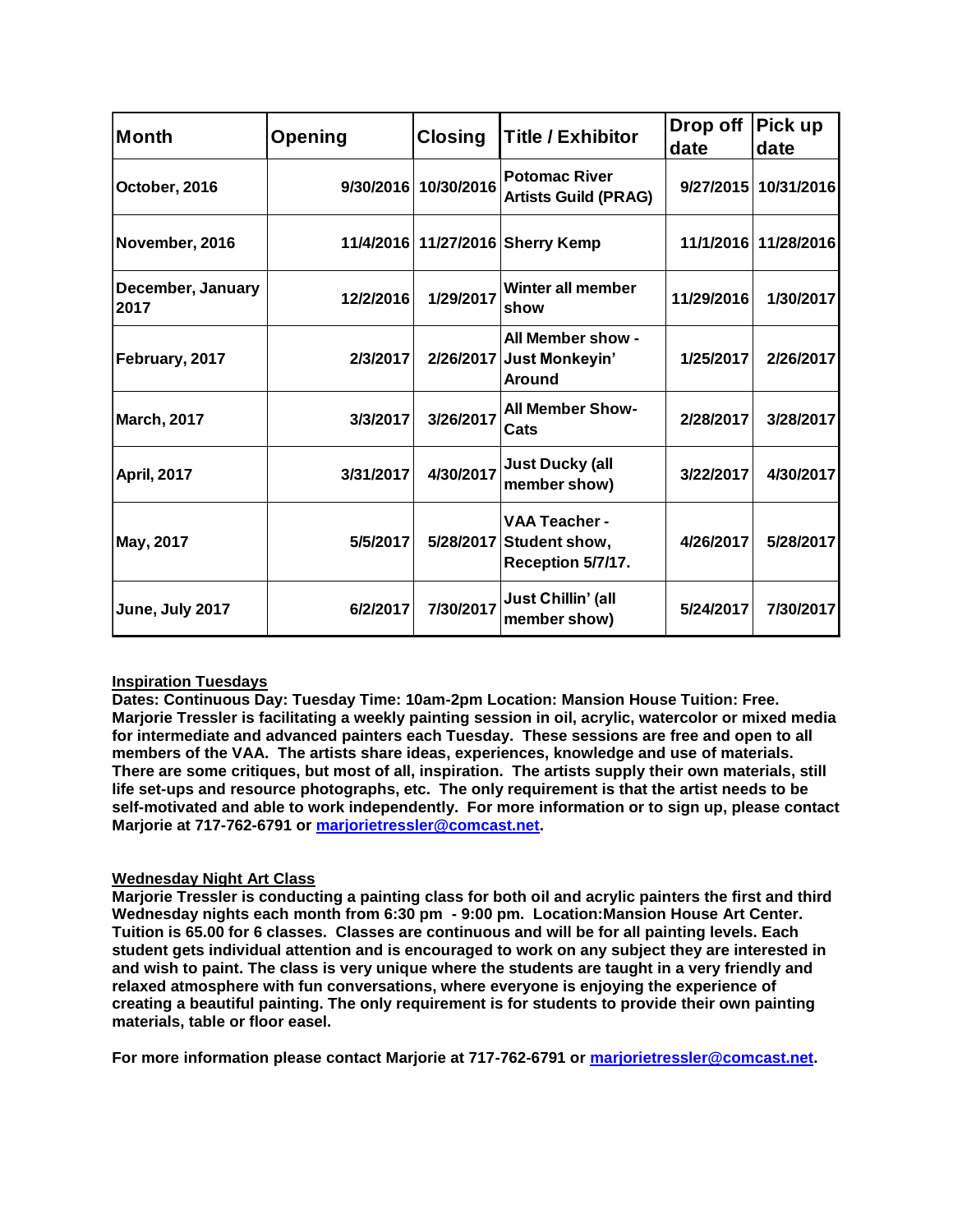| Month | Opening | Closing | Title / Exhibitor | Drop off date | Pick up date |
| --- | --- | --- | --- | --- | --- |
| October, 2016 | 9/30/2016 | 10/30/2016 | Potomac River Artists Guild (PRAG) | 9/27/2015 | 10/31/2016 |
| November, 2016 | 11/4/2016 | 11/27/2016 | Sherry Kemp | 11/1/2016 | 11/28/2016 |
| December, January 2017 | 12/2/2016 | 1/29/2017 | Winter all member show | 11/29/2016 | 1/30/2017 |
| February, 2017 | 2/3/2017 | 2/26/2017 | All Member show - Just Monkeyin' Around | 1/25/2017 | 2/26/2017 |
| March, 2017 | 3/3/2017 | 3/26/2017 | All Member Show- Cats | 2/28/2017 | 3/28/2017 |
| April, 2017 | 3/31/2017 | 4/30/2017 | Just Ducky (all member show) | 3/22/2017 | 4/30/2017 |
| May, 2017 | 5/5/2017 | 5/28/2017 | VAA Teacher - Student show, Reception 5/7/17. | 4/26/2017 | 5/28/2017 |
| June, July 2017 | 6/2/2017 | 7/30/2017 | Just Chillin' (all member show) | 5/24/2017 | 7/30/2017 |

**Inspiration Tuesdays**

**Dates: Continuous Day: Tuesday Time: 10am-2pm Location: Mansion House Tuition: Free. Marjorie Tressler is facilitating a weekly painting session in oil, acrylic, watercolor or mixed media for intermediate and advanced painters each Tuesday. These sessions are free and open to all members of the VAA. The artists share ideas, experiences, knowledge and use of materials. There are some critiques, but most of all, inspiration. The artists supply their own materials, still life set-ups and resource photographs, etc. The only requirement is that the artist needs to be self-motivated and able to work independently. For more information or to sign up, please contact Marjorie at 717-762-6791 or marjorietressler@comcast.net.**

**Wednesday Night Art Class**

**Marjorie Tressler is conducting a painting class for both oil and acrylic painters the first and third Wednesday nights each month from 6:30 pm - 9:00 pm. Location:Mansion House Art Center. Tuition is 65.00 for 6 classes. Classes are continuous and will be for all painting levels. Each student gets individual attention and is encouraged to work on any subject they are interested in and wish to paint. The class is very unique where the students are taught in a very friendly and relaxed atmosphere with fun conversations, where everyone is enjoying the experience of creating a beautiful painting. The only requirement is for students to provide their own painting materials, table or floor easel.**

**For more information please contact Marjorie at 717-762-6791 or marjorietressler@comcast.net.**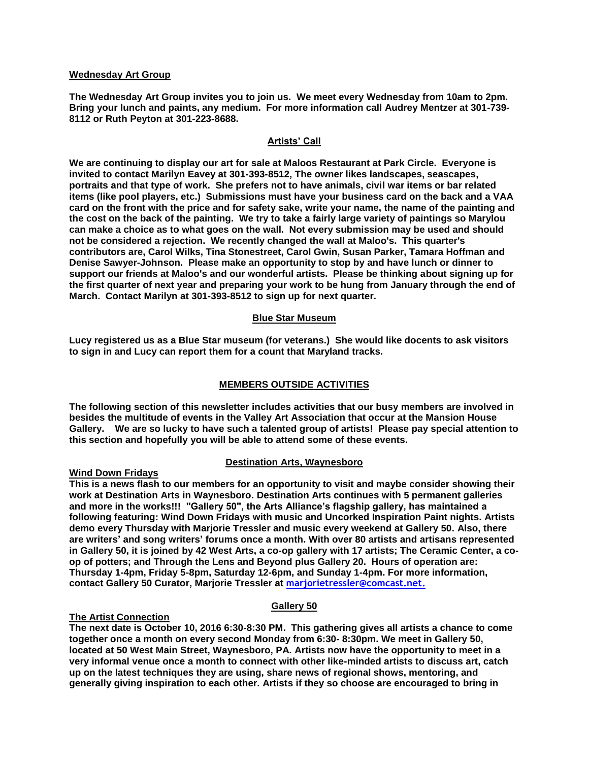**Wednesday Art Group**

**The Wednesday Art Group invites you to join us. We meet every Wednesday from 10am to 2pm. Bring your lunch and paints, any medium. For more information call Audrey Mentzer at 301-739-8112 or Ruth Peyton at 301-223-8688.**

## Artists' Call

**We are continuing to display our art for sale at Maloos Restaurant at Park Circle. Everyone is invited to contact Marilyn Eavey at 301-393-8512, The owner likes landscapes, seascapes, portraits and that type of work. She prefers not to have animals, civil war items or bar related items (like pool players, etc.) Submissions must have your business card on the back and a VAA card on the front with the price and for safety sake, write your name, the name of the painting and the cost on the back of the painting. We try to take a fairly large variety of paintings so Marylou can make a choice as to what goes on the wall. Not every submission may be used and should not be considered a rejection. We recently changed the wall at Maloo's. This quarter's contributors are, Carol Wilks, Tina Stonestreet, Carol Gwin, Susan Parker, Tamara Hoffman and Denise Sawyer-Johnson. Please make an opportunity to stop by and have lunch or dinner to support our friends at Maloo's and our wonderful artists. Please be thinking about signing up for the first quarter of next year and preparing your work to be hung from January through the end of March. Contact Marilyn at 301-393-8512 to sign up for next quarter.**

## Blue Star Museum

**Lucy registered us as a Blue Star museum (for veterans.) She would like docents to ask visitors to sign in and Lucy can report them for a count that Maryland tracks.**

## MEMBERS OUTSIDE ACTIVITIES

**The following section of this newsletter includes activities that our busy members are involved in besides the multitude of events in the Valley Art Association that occur at the Mansion House Gallery. We are so lucky to have such a talented group of artists! Please pay special attention to this section and hopefully you will be able to attend some of these events.**

### Destination Arts, Waynesboro

**Wind Down Fridays**

**This is a news flash to our members for an opportunity to visit and maybe consider showing their work at Destination Arts in Waynesboro. Destination Arts continues with 5 permanent galleries and more in the works!!! "Gallery 50", the Arts Alliance's flagship gallery, has maintained a following featuring: Wind Down Fridays with music and Uncorked Inspiration Paint nights. Artists demo every Thursday with Marjorie Tressler and music every weekend at Gallery 50. Also, there are writers' and song writers' forums once a month. With over 80 artists and artisans represented in Gallery 50, it is joined by 42 West Arts, a co-op gallery with 17 artists; The Ceramic Center, a co-op of potters; and Through the Lens and Beyond plus Gallery 20. Hours of operation are: Thursday 1-4pm, Friday 5-8pm, Saturday 12-6pm, and Sunday 1-4pm. For more information, contact Gallery 50 Curator, Marjorie Tressler at marjorietressler@comcast.net.**

### Gallery 50

**The Artist Connection**

**The next date is October 10, 2016 6:30-8:30 PM. This gathering gives all artists a chance to come together once a month on every second Monday from 6:30- 8:30pm. We meet in Gallery 50, located at 50 West Main Street, Waynesboro, PA. Artists now have the opportunity to meet in a very informal venue once a month to connect with other like-minded artists to discuss art, catch up on the latest techniques they are using, share news of regional shows, mentoring, and generally giving inspiration to each other. Artists if they so choose are encouraged to bring in**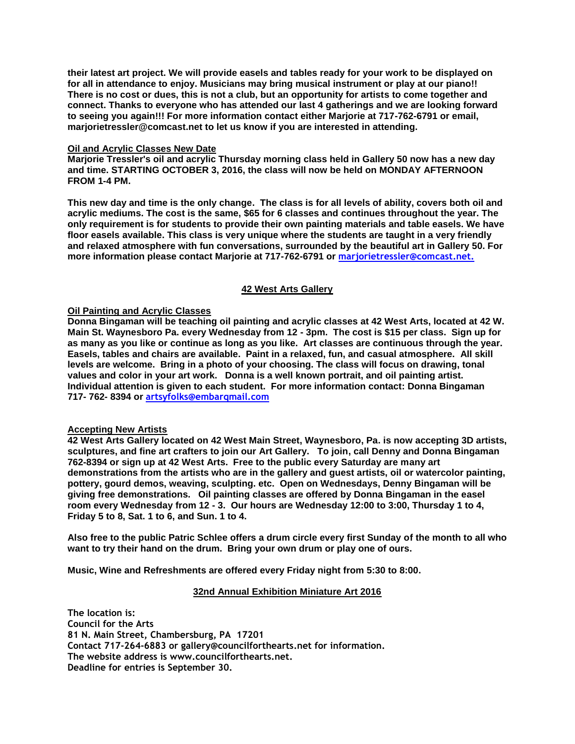**their latest art project. We will provide easels and tables ready for your work to be displayed on for all in attendance to enjoy. Musicians may bring musical instrument or play at our piano!! There is no cost or dues, this is not a club, but an opportunity for artists to come together and connect. Thanks to everyone who has attended our last 4 gatherings and we are looking forward to seeing you again!!! For more information contact either Marjorie at 717-762-6791 or email, marjorietressler@comcast.net to let us know if you are interested in attending.**

**Oil and Acrylic Classes New Date**

**Marjorie Tressler's oil and acrylic Thursday morning class held in Gallery 50 now has a new day and time. STARTING OCTOBER 3, 2016, the class will now be held on MONDAY AFTERNOON FROM 1-4 PM.**

**This new day and time is the only change. The class is for all levels of ability, covers both oil and acrylic mediums. The cost is the same, $65 for 6 classes and continues throughout the year. The only requirement is for students to provide their own painting materials and table easels. We have floor easels available. This class is very unique where the students are taught in a very friendly and relaxed atmosphere with fun conversations, surrounded by the beautiful art in Gallery 50. For more information please contact Marjorie at 717-762-6791 or marjorietressler@comcast.net.**

## 42 West Arts Gallery

**Oil Painting and Acrylic Classes**

**Donna Bingaman will be teaching oil painting and acrylic classes at 42 West Arts, located at 42 W. Main St. Waynesboro Pa. every Wednesday from 12 - 3pm. The cost is $15 per class. Sign up for as many as you like or continue as long as you like. Art classes are continuous through the year. Easels, tables and chairs are available. Paint in a relaxed, fun, and casual atmosphere. All skill levels are welcome. Bring in a photo of your choosing. The class will focus on drawing, tonal values and color in your art work. Donna is a well known portrait, and oil painting artist. Individual attention is given to each student. For more information contact: Donna Bingaman 717- 762- 8394 or artsyfolks@embarqmail.com**

**Accepting New Artists**

**42 West Arts Gallery located on 42 West Main Street, Waynesboro, Pa. is now accepting 3D artists, sculptures, and fine art crafters to join our Art Gallery. To join, call Denny and Donna Bingaman 762-8394 or sign up at 42 West Arts. Free to the public every Saturday are many art demonstrations from the artists who are in the gallery and guest artists, oil or watercolor painting, pottery, gourd demos, weaving, sculpting. etc. Open on Wednesdays, Denny Bingaman will be giving free demonstrations. Oil painting classes are offered by Donna Bingaman in the easel room every Wednesday from 12 - 3. Our hours are Wednesday 12:00 to 3:00, Thursday 1 to 4, Friday 5 to 8, Sat. 1 to 6, and Sun. 1 to 4.**

**Also free to the public Patric Schlee offers a drum circle every first Sunday of the month to all who want to try their hand on the drum. Bring your own drum or play one of ours.**

**Music, Wine and Refreshments are offered every Friday night from 5:30 to 8:00.**

## 32nd Annual Exhibition Miniature Art 2016

**The location is:**
**Council for the Arts**
**81 N. Main Street, Chambersburg, PA 17201**
**Contact 717-264-6883 or gallery@councilforthearts.net for information.**
**The website address is www.councilforthearts.net.**
**Deadline for entries is September 30.**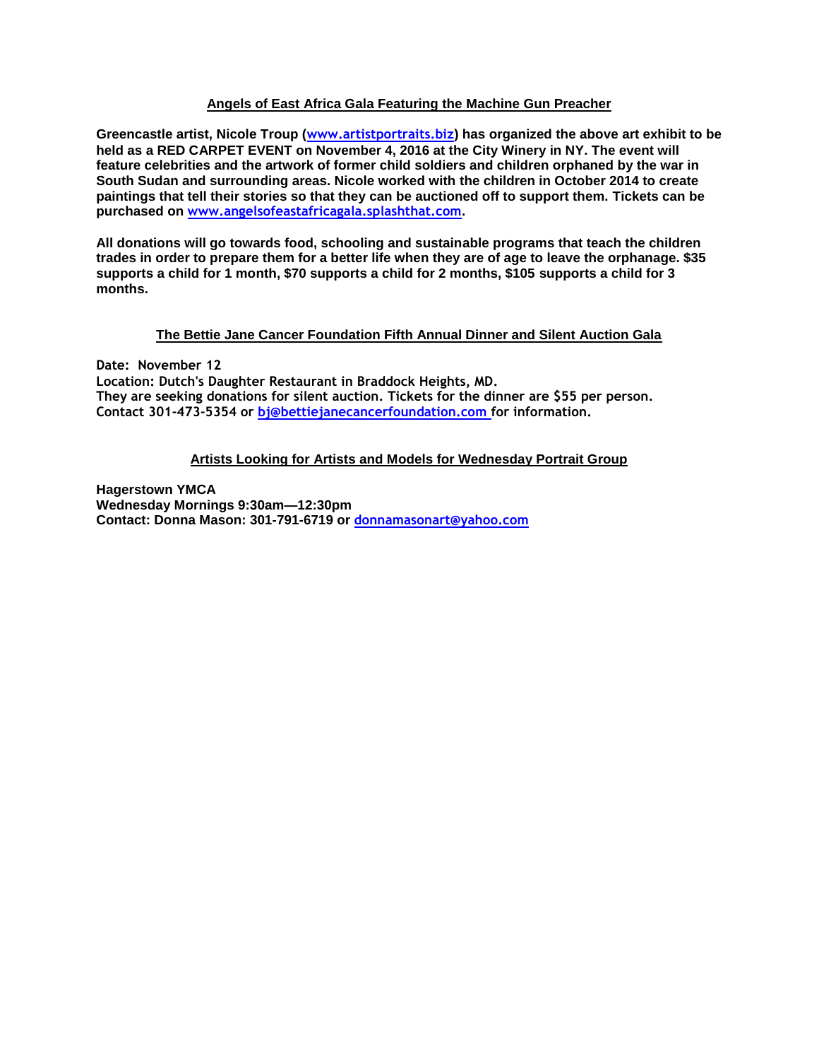## Angels of East Africa Gala Featuring the Machine Gun Preacher

**Greencastle artist, Nicole Troup (www.artistportraits.biz) has organized the above art exhibit to be held as a RED CARPET EVENT on November 4, 2016 at the City Winery in NY. The event will feature celebrities and the artwork of former child soldiers and children orphaned by the war in South Sudan and surrounding areas. Nicole worked with the children in October 2014 to create paintings that tell their stories so that they can be auctioned off to support them. Tickets can be purchased on www.angelsofeastafricagala.splashthat.com.**

**All donations will go towards food, schooling and sustainable programs that teach the children trades in order to prepare them for a better life when they are of age to leave the orphanage. $35 supports a child for 1 month, $70 supports a child for 2 months, $105 supports a child for 3 months.**

## The Bettie Jane Cancer Foundation Fifth Annual Dinner and Silent Auction Gala

**Date: November 12**
**Location: Dutch's Daughter Restaurant in Braddock Heights, MD.**
**They are seeking donations for silent auction. Tickets for the dinner are $55 per person.**
**Contact 301-473-5354 or bj@bettiejanecancerfoundation.com for information.**

## Artists Looking for Artists and Models for Wednesday Portrait Group

**Hagerstown YMCA**
**Wednesday Mornings 9:30am—12:30pm**
**Contact: Donna Mason: 301-791-6719 or donnamasonart@yahoo.com**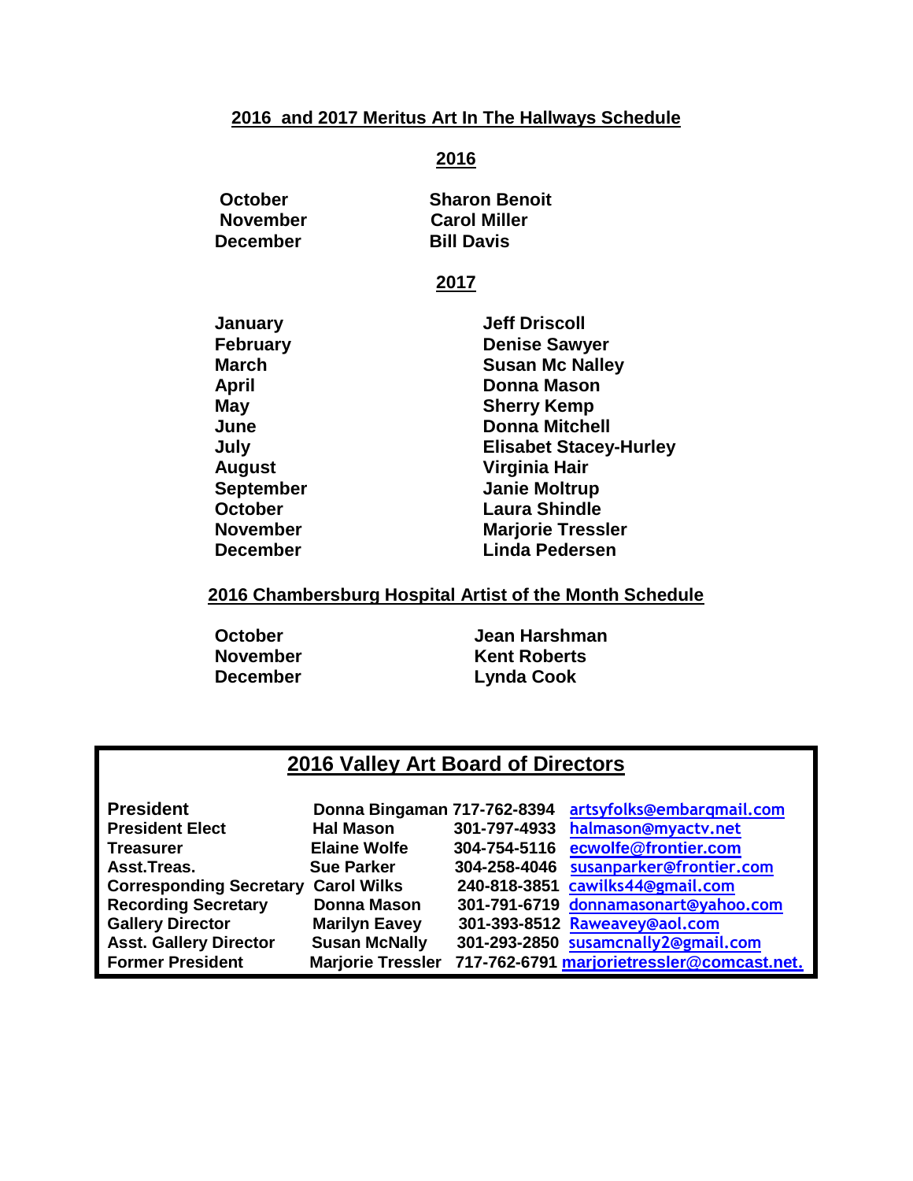## 2016 and 2017 Meritus Art In The Hallways Schedule

### 2016

| | |
|---|---|
| **October** | **Sharon Benoit** |
| **November** | **Carol Miller** |
| **December** | **Bill Davis** |

### 2017

| | |
|---|---|
| **January** | **Jeff Driscoll** |
| **February** | **Denise Sawyer** |
| **March** | **Susan Mc Nalley** |
| **April** | **Donna Mason** |
| **May** | **Sherry Kemp** |
| **June** | **Donna Mitchell** |
| **July** | **Elisabet Stacey-Hurley** |
| **August** | **Virginia Hair** |
| **September** | **Janie Moltrup** |
| **October** | **Laura Shindle** |
| **November** | **Marjorie Tressler** |
| **December** | **Linda Pedersen** |

## 2016 Chambersburg Hospital Artist of the Month Schedule

| | |
|---|---|
| **October** | **Jean Harshman** |
| **November** | **Kent Roberts** |
| **December** | **Lynda Cook** |

## 2016 Valley Art Board of Directors

| | | | |
|---|---|---|---|
| **President** | **Donna Bingaman** | **717-762-8394** | artsyfolks@embarqmail.com |
| **President Elect** | **Hal Mason** | **301-797-4933** | halmason@myactv.net |
| **Treasurer** | **Elaine Wolfe** | **304-754-5116** | ecwolfe@frontier.com |
| **Asst.Treas.** | **Sue Parker** | **304-258-4046** | susanparker@frontier.com |
| **Corresponding Secretary** | **Carol Wilks** | **240-818-3851** | cawilks44@gmail.com |
| **Recording Secretary** | **Donna Mason** | **301-791-6719** | donnamasonart@yahoo.com |
| **Gallery Director** | **Marilyn Eavey** | **301-393-8512** | Raweavey@aol.com |
| **Asst. Gallery Director** | **Susan McNally** | **301-293-2850** | susamcnally2@gmail.com |
| **Former President** | **Marjorie Tressler** | **717-762-6791** | marjorietressler@comcast.net. |